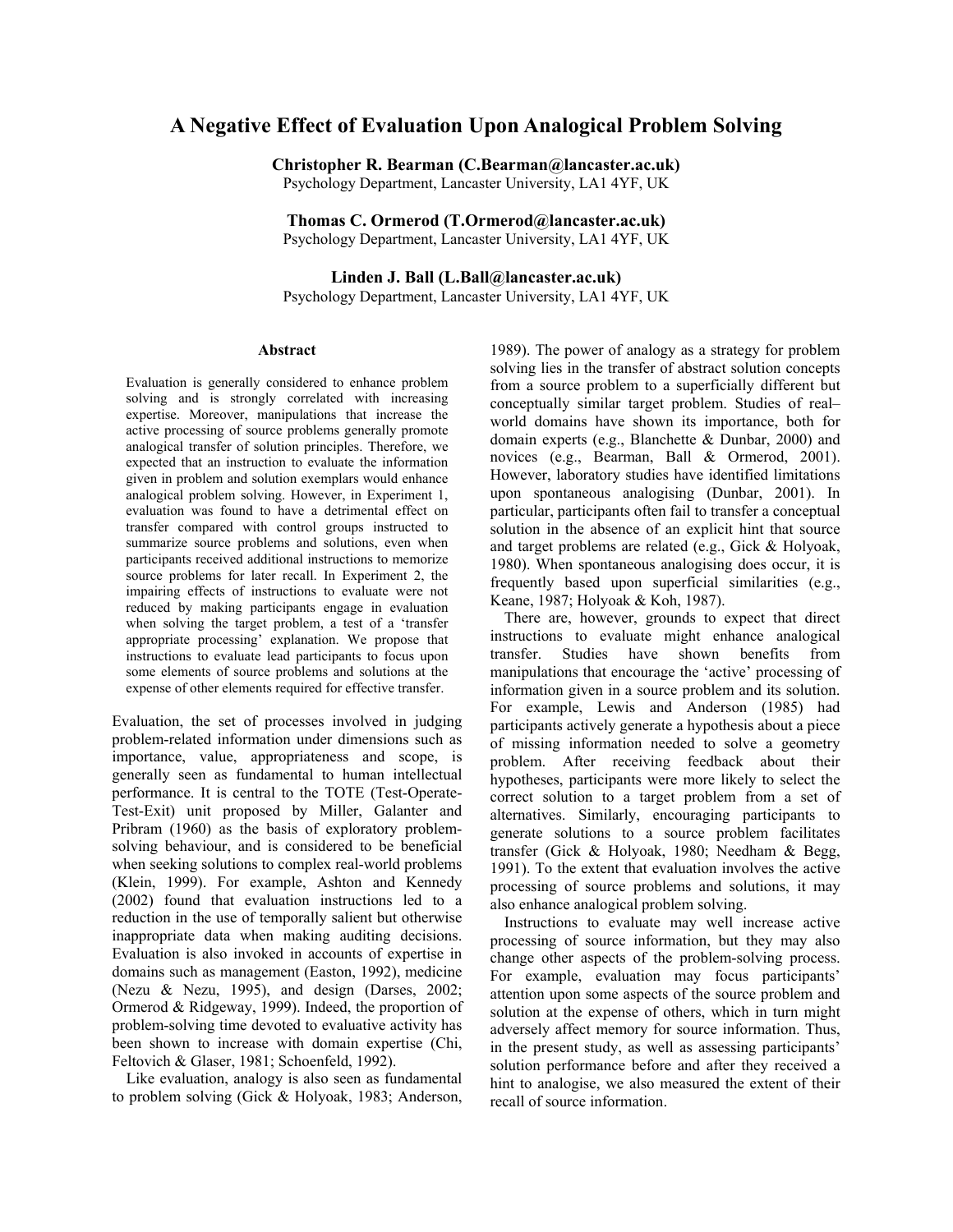# A Negative Effect of Evaluation Upon Analogical Problem Solving

**Christopher R. Bearman (C.Bearman@lancaster.ac.uk)**
Psychology Department, Lancaster University, LA1 4YF, UK

**Thomas C. Ormerod (T.Ormerod@lancaster.ac.uk)**
Psychology Department, Lancaster University, LA1 4YF, UK

**Linden J. Ball (L.Ball@lancaster.ac.uk)**
Psychology Department, Lancaster University, LA1 4YF, UK

## Abstract

Evaluation is generally considered to enhance problem solving and is strongly correlated with increasing expertise. Moreover, manipulations that increase the active processing of source problems generally promote analogical transfer of solution principles. Therefore, we expected that an instruction to evaluate the information given in problem and solution exemplars would enhance analogical problem solving. However, in Experiment 1, evaluation was found to have a detrimental effect on transfer compared with control groups instructed to summarize source problems and solutions, even when participants received additional instructions to memorize source problems for later recall. In Experiment 2, the impairing effects of instructions to evaluate were not reduced by making participants engage in evaluation when solving the target problem, a test of a 'transfer appropriate processing' explanation. We propose that instructions to evaluate lead participants to focus upon some elements of source problems and solutions at the expense of other elements required for effective transfer.

Evaluation, the set of processes involved in judging problem-related information under dimensions such as importance, value, appropriateness and scope, is generally seen as fundamental to human intellectual performance. It is central to the TOTE (Test-Operate-Test-Exit) unit proposed by Miller, Galanter and Pribram (1960) as the basis of exploratory problem-solving behaviour, and is considered to be beneficial when seeking solutions to complex real-world problems (Klein, 1999). For example, Ashton and Kennedy (2002) found that evaluation instructions led to a reduction in the use of temporally salient but otherwise inappropriate data when making auditing decisions. Evaluation is also invoked in accounts of expertise in domains such as management (Easton, 1992), medicine (Nezu & Nezu, 1995), and design (Darses, 2002; Ormerod & Ridgeway, 1999). Indeed, the proportion of problem-solving time devoted to evaluative activity has been shown to increase with domain expertise (Chi, Feltovich & Glaser, 1981; Schoenfeld, 1992).

Like evaluation, analogy is also seen as fundamental to problem solving (Gick & Holyoak, 1983; Anderson, 1989). The power of analogy as a strategy for problem solving lies in the transfer of abstract solution concepts from a source problem to a superficially different but conceptually similar target problem. Studies of real–world domains have shown its importance, both for domain experts (e.g., Blanchette & Dunbar, 2000) and novices (e.g., Bearman, Ball & Ormerod, 2001). However, laboratory studies have identified limitations upon spontaneous analogising (Dunbar, 2001). In particular, participants often fail to transfer a conceptual solution in the absence of an explicit hint that source and target problems are related (e.g., Gick & Holyoak, 1980). When spontaneous analogising does occur, it is frequently based upon superficial similarities (e.g., Keane, 1987; Holyoak & Koh, 1987).

There are, however, grounds to expect that direct instructions to evaluate might enhance analogical transfer. Studies have shown benefits from manipulations that encourage the 'active' processing of information given in a source problem and its solution. For example, Lewis and Anderson (1985) had participants actively generate a hypothesis about a piece of missing information needed to solve a geometry problem. After receiving feedback about their hypotheses, participants were more likely to select the correct solution to a target problem from a set of alternatives. Similarly, encouraging participants to generate solutions to a source problem facilitates transfer (Gick & Holyoak, 1980; Needham & Begg, 1991). To the extent that evaluation involves the active processing of source problems and solutions, it may also enhance analogical problem solving.

Instructions to evaluate may well increase active processing of source information, but they may also change other aspects of the problem-solving process. For example, evaluation may focus participants' attention upon some aspects of the source problem and solution at the expense of others, which in turn might adversely affect memory for source information. Thus, in the present study, as well as assessing participants' solution performance before and after they received a hint to analogise, we also measured the extent of their recall of source information.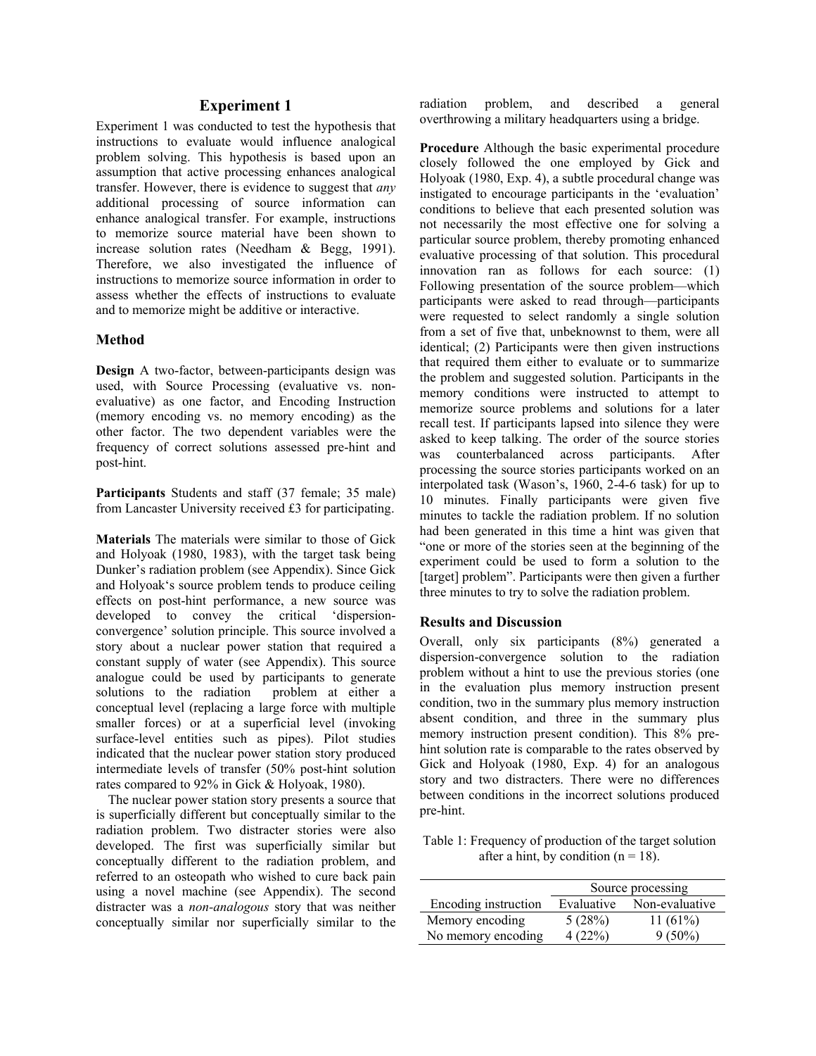## Experiment 1

Experiment 1 was conducted to test the hypothesis that instructions to evaluate would influence analogical problem solving. This hypothesis is based upon an assumption that active processing enhances analogical transfer. However, there is evidence to suggest that *any* additional processing of source information can enhance analogical transfer. For example, instructions to memorize source material have been shown to increase solution rates (Needham & Begg, 1991). Therefore, we also investigated the influence of instructions to memorize source information in order to assess whether the effects of instructions to evaluate and to memorize might be additive or interactive.

### Method

**Design** A two-factor, between-participants design was used, with Source Processing (evaluative vs. non-evaluative) as one factor, and Encoding Instruction (memory encoding vs. no memory encoding) as the other factor. The two dependent variables were the frequency of correct solutions assessed pre-hint and post-hint.

**Participants** Students and staff (37 female; 35 male) from Lancaster University received £3 for participating.

**Materials** The materials were similar to those of Gick and Holyoak (1980, 1983), with the target task being Dunker's radiation problem (see Appendix). Since Gick and Holyoak's source problem tends to produce ceiling effects on post-hint performance, a new source was developed to convey the critical 'dispersion-convergence' solution principle. This source involved a story about a nuclear power station that required a constant supply of water (see Appendix). This source analogue could be used by participants to generate solutions to the radiation problem at either a conceptual level (replacing a large force with multiple smaller forces) or at a superficial level (invoking surface-level entities such as pipes). Pilot studies indicated that the nuclear power station story produced intermediate levels of transfer (50% post-hint solution rates compared to 92% in Gick & Holyoak, 1980).

The nuclear power station story presents a source that is superficially different but conceptually similar to the radiation problem. Two distracter stories were also developed. The first was superficially similar but conceptually different to the radiation problem, and referred to an osteopath who wished to cure back pain using a novel machine (see Appendix). The second distracter was a *non-analogous* story that was neither conceptually similar nor superficially similar to the radiation problem, and described a general overthrowing a military headquarters using a bridge.

**Procedure** Although the basic experimental procedure closely followed the one employed by Gick and Holyoak (1980, Exp. 4), a subtle procedural change was instigated to encourage participants in the 'evaluation' conditions to believe that each presented solution was not necessarily the most effective one for solving a particular source problem, thereby promoting enhanced evaluative processing of that solution. This procedural innovation ran as follows for each source: (1) Following presentation of the source problem—which participants were asked to read through—participants were requested to select randomly a single solution from a set of five that, unbeknownst to them, were all identical; (2) Participants were then given instructions that required them either to evaluate or to summarize the problem and suggested solution. Participants in the memory conditions were instructed to attempt to memorize source problems and solutions for a later recall test. If participants lapsed into silence they were asked to keep talking. The order of the source stories was counterbalanced across participants. After processing the source stories participants worked on an interpolated task (Wason's, 1960, 2-4-6 task) for up to 10 minutes. Finally participants were given five minutes to tackle the radiation problem. If no solution had been generated in this time a hint was given that "one or more of the stories seen at the beginning of the experiment could be used to form a solution to the [target] problem". Participants were then given a further three minutes to try to solve the radiation problem.

### Results and Discussion

Overall, only six participants (8%) generated a dispersion-convergence solution to the radiation problem without a hint to use the previous stories (one in the evaluation plus memory instruction present condition, two in the summary plus memory instruction absent condition, and three in the summary plus memory instruction present condition). This 8% pre-hint solution rate is comparable to the rates observed by Gick and Holyoak (1980, Exp. 4) for an analogous story and two distracters. There were no differences between conditions in the incorrect solutions produced pre-hint.

Table 1: Frequency of production of the target solution after a hint, by condition (n = 18).

| | Source processing | |
|---|---|---|
| Encoding instruction | Evaluative | Non-evaluative |
| Memory encoding | 5 (28%) | 11 (61%) |
| No memory encoding | 4 (22%) | 9 (50%) |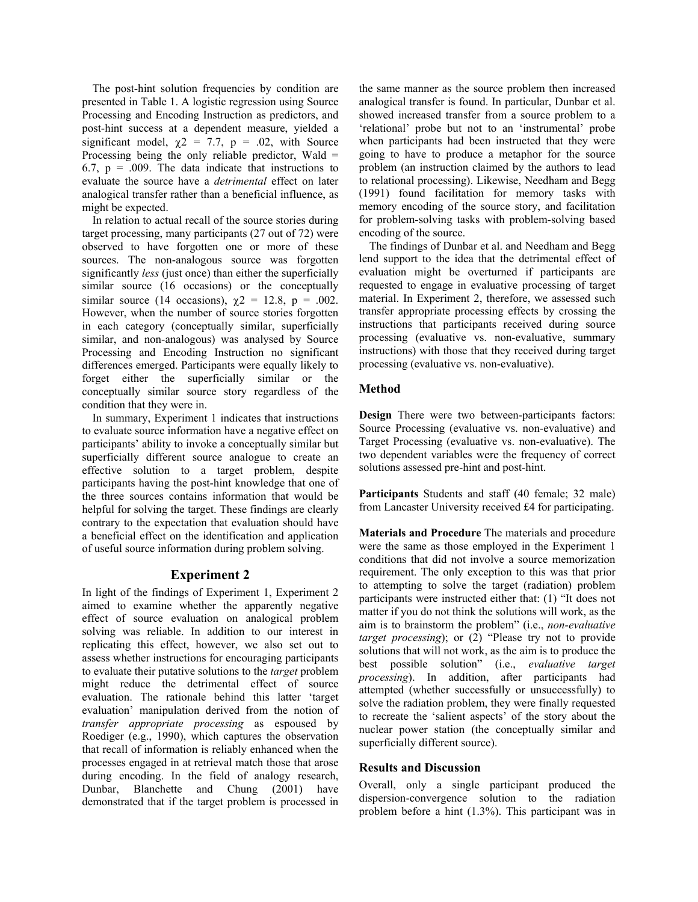The post-hint solution frequencies by condition are presented in Table 1. A logistic regression using Source Processing and Encoding Instruction as predictors, and post-hint success at a dependent measure, yielded a significant model, $\chi2 = 7.7$, $p = .02$, with Source Processing being the only reliable predictor, Wald = 6.7, $p = .009$. The data indicate that instructions to evaluate the source have a *detrimental* effect on later analogical transfer rather than a beneficial influence, as might be expected.

In relation to actual recall of the source stories during target processing, many participants (27 out of 72) were observed to have forgotten one or more of these sources. The non-analogous source was forgotten significantly *less* (just once) than either the superficially similar source (16 occasions) or the conceptually similar source (14 occasions), $\chi2 = 12.8$, $p = .002$. However, when the number of source stories forgotten in each category (conceptually similar, superficially similar, and non-analogous) was analysed by Source Processing and Encoding Instruction no significant differences emerged. Participants were equally likely to forget either the superficially similar or the conceptually similar source story regardless of the condition that they were in.

In summary, Experiment 1 indicates that instructions to evaluate source information have a negative effect on participants' ability to invoke a conceptually similar but superficially different source analogue to create an effective solution to a target problem, despite participants having the post-hint knowledge that one of the three sources contains information that would be helpful for solving the target. These findings are clearly contrary to the expectation that evaluation should have a beneficial effect on the identification and application of useful source information during problem solving.

## Experiment 2

In light of the findings of Experiment 1, Experiment 2 aimed to examine whether the apparently negative effect of source evaluation on analogical problem solving was reliable. In addition to our interest in replicating this effect, however, we also set out to assess whether instructions for encouraging participants to evaluate their putative solutions to the *target* problem might reduce the detrimental effect of source evaluation. The rationale behind this latter 'target evaluation' manipulation derived from the notion of *transfer appropriate processing* as espoused by Roediger (e.g., 1990), which captures the observation that recall of information is reliably enhanced when the processes engaged in at retrieval match those that arose during encoding. In the field of analogy research, Dunbar, Blanchette and Chung (2001) have demonstrated that if the target problem is processed in the same manner as the source problem then increased analogical transfer is found. In particular, Dunbar et al. showed increased transfer from a source problem to a 'relational' probe but not to an 'instrumental' probe when participants had been instructed that they were going to have to produce a metaphor for the source problem (an instruction claimed by the authors to lead to relational processing). Likewise, Needham and Begg (1991) found facilitation for memory tasks with memory encoding of the source story, and facilitation for problem-solving tasks with problem-solving based encoding of the source.

The findings of Dunbar et al. and Needham and Begg lend support to the idea that the detrimental effect of evaluation might be overturned if participants are requested to engage in evaluative processing of target material. In Experiment 2, therefore, we assessed such transfer appropriate processing effects by crossing the instructions that participants received during source processing (evaluative vs. non-evaluative, summary instructions) with those that they received during target processing (evaluative vs. non-evaluative).

### Method

**Design** There were two between-participants factors: Source Processing (evaluative vs. non-evaluative) and Target Processing (evaluative vs. non-evaluative). The two dependent variables were the frequency of correct solutions assessed pre-hint and post-hint.

**Participants** Students and staff (40 female; 32 male) from Lancaster University received £4 for participating.

**Materials and Procedure** The materials and procedure were the same as those employed in the Experiment 1 conditions that did not involve a source memorization requirement. The only exception to this was that prior to attempting to solve the target (radiation) problem participants were instructed either that: (1) "It does not matter if you do not think the solutions will work, as the aim is to brainstorm the problem" (i.e., *non-evaluative target processing*); or (2) "Please try not to provide solutions that will not work, as the aim is to produce the best possible solution" (i.e., *evaluative target processing*). In addition, after participants had attempted (whether successfully or unsuccessfully) to solve the radiation problem, they were finally requested to recreate the 'salient aspects' of the story about the nuclear power station (the conceptually similar and superficially different source).

### Results and Discussion

Overall, only a single participant produced the dispersion-convergence solution to the radiation problem before a hint (1.3%). This participant was in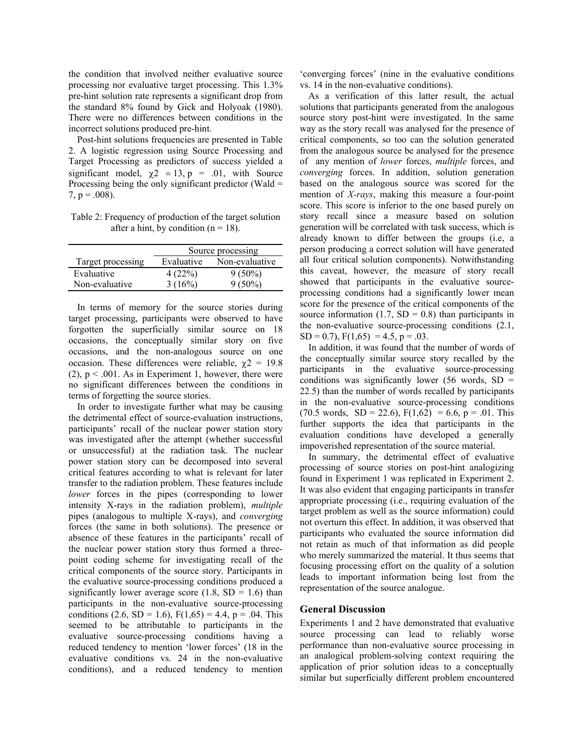the condition that involved neither evaluative source processing nor evaluative target processing. This 1.3% pre-hint solution rate represents a significant drop from the standard 8% found by Gick and Holyoak (1980). There were no differences between conditions in the incorrect solutions produced pre-hint.

Post-hint solutions frequencies are presented in Table 2. A logistic regression using Source Processing and Target Processing as predictors of success yielded a significant model, $\chi2 = 13, p = .01$, with Source Processing being the only significant predictor (Wald = 7, $p = .008$).

Table 2: Frequency of production of the target solution after a hint, by condition ($n = 18$).

| | Source processing | |
|---|---|---|
| Target processing | Evaluative | Non-evaluative |
| Evaluative | 4 (22%) | 9 (50%) |
| Non-evaluative | 3 (16%) | 9 (50%) |

In terms of memory for the source stories during target processing, participants were observed to have forgotten the superficially similar source on 18 occasions, the conceptually similar story on five occasions, and the non-analogous source on one occasion. These differences were reliable, $\chi2 = 19.8$ (2), $p < .001$. As in Experiment 1, however, there were no significant differences between the conditions in terms of forgetting the source stories.

In order to investigate further what may be causing the detrimental effect of source-evaluation instructions, participants' recall of the nuclear power station story was investigated after the attempt (whether successful or unsuccessful) at the radiation task. The nuclear power station story can be decomposed into several critical features according to what is relevant for later transfer to the radiation problem. These features include *lower* forces in the pipes (corresponding to lower intensity X-rays in the radiation problem), *multiple* pipes (analogous to multiple X-rays), and *converging* forces (the same in both solutions). The presence or absence of these features in the participants' recall of the nuclear power station story thus formed a three-point coding scheme for investigating recall of the critical components of the source story. Participants in the evaluative source-processing conditions produced a significantly lower average score (1.8, SD = 1.6) than participants in the non-evaluative source-processing conditions (2.6, SD = 1.6), $F(1,65) = 4.4$, $p = .04$. This seemed to be attributable to participants in the evaluative source-processing conditions having a reduced tendency to mention 'lower forces' (18 in the evaluative conditions vs. 24 in the non-evaluative conditions), and a reduced tendency to mention 'converging forces' (nine in the evaluative conditions vs. 14 in the non-evaluative conditions).

As a verification of this latter result, the actual solutions that participants generated from the analogous source story post-hint were investigated. In the same way as the story recall was analysed for the presence of critical components, so too can the solution generated from the analogous source be analysed for the presence of any mention of *lower* forces, *multiple* forces, and *converging* forces. In addition, solution generation based on the analogous source was scored for the mention of *X-rays*, making this measure a four-point score. This score is inferior to the one based purely on story recall since a measure based on solution generation will be correlated with task success, which is already known to differ between the groups (i.e, a person producing a correct solution will have generated all four critical solution components). Notwithstanding this caveat, however, the measure of story recall showed that participants in the evaluative source-processing conditions had a significantly lower mean score for the presence of the critical components of the source information (1.7, SD = 0.8) than participants in the non-evaluative source-processing conditions (2.1, SD = 0.7), $F(1,65) = 4.5$, $p = .03$.

In addition, it was found that the number of words of the conceptually similar source story recalled by the participants in the evaluative source-processing conditions was significantly lower (56 words, SD = 22.5) than the number of words recalled by participants in the non-evaluative source-processing conditions (70.5 words, SD = 22.6), $F(1,62) = 6.6$, $p = .01$. This further supports the idea that participants in the evaluation conditions have developed a generally impoverished representation of the source material.

In summary, the detrimental effect of evaluative processing of source stories on post-hint analogizing found in Experiment 1 was replicated in Experiment 2. It was also evident that engaging participants in transfer appropriate processing (i.e., requiring evaluation of the target problem as well as the source information) could not overturn this effect. In addition, it was observed that participants who evaluated the source information did not retain as much of that information as did people who merely summarized the material. It thus seems that focusing processing effort on the quality of a solution leads to important information being lost from the representation of the source analogue.

## General Discussion

Experiments 1 and 2 have demonstrated that evaluative source processing can lead to reliably worse performance than non-evaluative source processing in an analogical problem-solving context requiring the application of prior solution ideas to a conceptually similar but superficially different problem encountered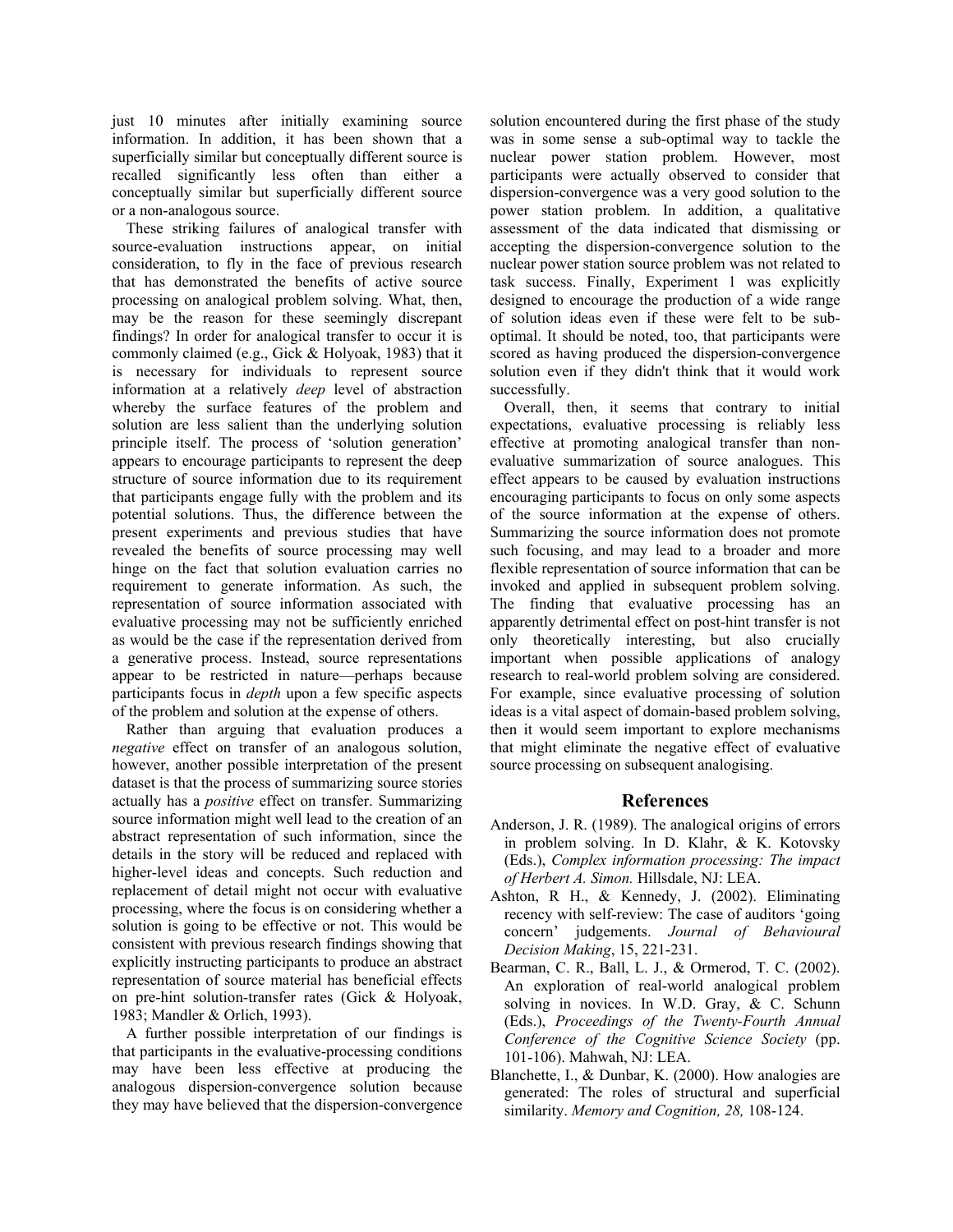just 10 minutes after initially examining source information. In addition, it has been shown that a superficially similar but conceptually different source is recalled significantly less often than either a conceptually similar but superficially different source or a non-analogous source.

These striking failures of analogical transfer with source-evaluation instructions appear, on initial consideration, to fly in the face of previous research that has demonstrated the benefits of active source processing on analogical problem solving. What, then, may be the reason for these seemingly discrepant findings? In order for analogical transfer to occur it is commonly claimed (e.g., Gick & Holyoak, 1983) that it is necessary for individuals to represent source information at a relatively *deep* level of abstraction whereby the surface features of the problem and solution are less salient than the underlying solution principle itself. The process of 'solution generation' appears to encourage participants to represent the deep structure of source information due to its requirement that participants engage fully with the problem and its potential solutions. Thus, the difference between the present experiments and previous studies that have revealed the benefits of source processing may well hinge on the fact that solution evaluation carries no requirement to generate information. As such, the representation of source information associated with evaluative processing may not be sufficiently enriched as would be the case if the representation derived from a generative process. Instead, source representations appear to be restricted in nature—perhaps because participants focus in *depth* upon a few specific aspects of the problem and solution at the expense of others.

Rather than arguing that evaluation produces a *negative* effect on transfer of an analogous solution, however, another possible interpretation of the present dataset is that the process of summarizing source stories actually has a *positive* effect on transfer. Summarizing source information might well lead to the creation of an abstract representation of such information, since the details in the story will be reduced and replaced with higher-level ideas and concepts. Such reduction and replacement of detail might not occur with evaluative processing, where the focus is on considering whether a solution is going to be effective or not. This would be consistent with previous research findings showing that explicitly instructing participants to produce an abstract representation of source material has beneficial effects on pre-hint solution-transfer rates (Gick & Holyoak, 1983; Mandler & Orlich, 1993).

A further possible interpretation of our findings is that participants in the evaluative-processing conditions may have been less effective at producing the analogous dispersion-convergence solution because they may have believed that the dispersion-convergence solution encountered during the first phase of the study was in some sense a sub-optimal way to tackle the nuclear power station problem. However, most participants were actually observed to consider that dispersion-convergence was a very good solution to the power station problem. In addition, a qualitative assessment of the data indicated that dismissing or accepting the dispersion-convergence solution to the nuclear power station source problem was not related to task success. Finally, Experiment 1 was explicitly designed to encourage the production of a wide range of solution ideas even if these were felt to be sub-optimal. It should be noted, too, that participants were scored as having produced the dispersion-convergence solution even if they didn't think that it would work successfully.

Overall, then, it seems that contrary to initial expectations, evaluative processing is reliably less effective at promoting analogical transfer than non-evaluative summarization of source analogues. This effect appears to be caused by evaluation instructions encouraging participants to focus on only some aspects of the source information at the expense of others. Summarizing the source information does not promote such focusing, and may lead to a broader and more flexible representation of source information that can be invoked and applied in subsequent problem solving. The finding that evaluative processing has an apparently detrimental effect on post-hint transfer is not only theoretically interesting, but also crucially important when possible applications of analogy research to real-world problem solving are considered. For example, since evaluative processing of solution ideas is a vital aspect of domain-based problem solving, then it would seem important to explore mechanisms that might eliminate the negative effect of evaluative source processing on subsequent analogising.

## References

Anderson, J. R. (1989). The analogical origins of errors in problem solving. In D. Klahr, & K. Kotovsky (Eds.), *Complex information processing: The impact of Herbert A. Simon.* Hillsdale, NJ: LEA.

Ashton, R H., & Kennedy, J. (2002). Eliminating recency with self-review: The case of auditors 'going concern' judgements. *Journal of Behavioural Decision Making*, 15, 221-231.

Bearman, C. R., Ball, L. J., & Ormerod, T. C. (2002). An exploration of real-world analogical problem solving in novices. In W.D. Gray, & C. Schunn (Eds.), *Proceedings of the Twenty-Fourth Annual Conference of the Cognitive Science Society* (pp. 101-106). Mahwah, NJ: LEA.

Blanchette, I., & Dunbar, K. (2000). How analogies are generated: The roles of structural and superficial similarity. *Memory and Cognition, 28,* 108-124.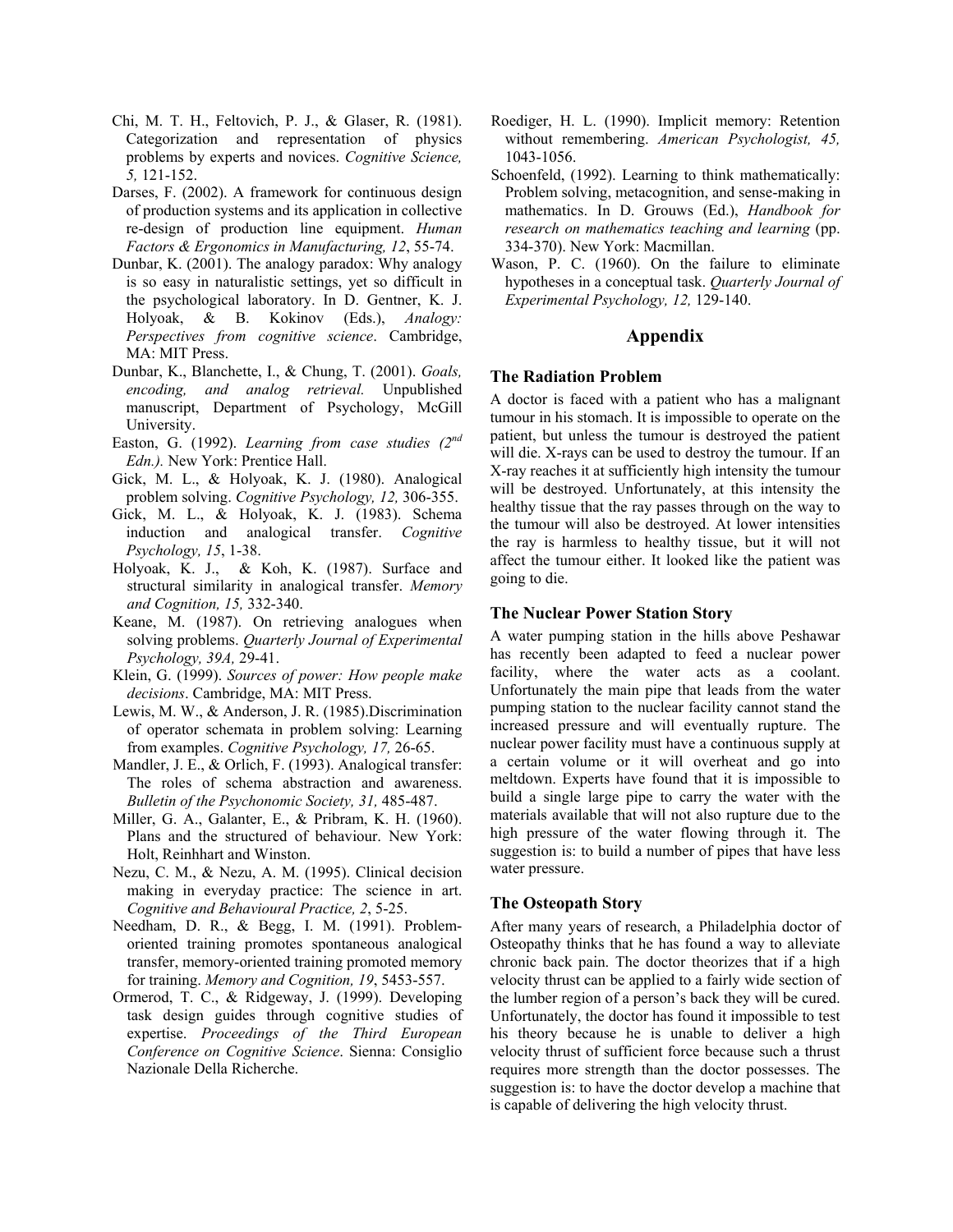Chi, M. T. H., Feltovich, P. J., & Glaser, R. (1981). Categorization and representation of physics problems by experts and novices. *Cognitive Science, 5,* 121-152.

Darses, F. (2002). A framework for continuous design of production systems and its application in collective re-design of production line equipment. *Human Factors & Ergonomics in Manufacturing, 12*, 55-74.

Dunbar, K. (2001). The analogy paradox: Why analogy is so easy in naturalistic settings, yet so difficult in the psychological laboratory. In D. Gentner, K. J. Holyoak, & B. Kokinov (Eds.), *Analogy: Perspectives from cognitive science*. Cambridge, MA: MIT Press.

Dunbar, K., Blanchette, I., & Chung, T. (2001). *Goals, encoding, and analog retrieval.* Unpublished manuscript, Department of Psychology, McGill University.

Easton, G. (1992). *Learning from case studies (2nd Edn.).* New York: Prentice Hall.

Gick, M. L., & Holyoak, K. J. (1980). Analogical problem solving. *Cognitive Psychology, 12,* 306-355.

Gick, M. L., & Holyoak, K. J. (1983). Schema induction and analogical transfer. *Cognitive Psychology, 15*, 1-38.

Holyoak, K. J., & Koh, K. (1987). Surface and structural similarity in analogical transfer. *Memory and Cognition, 15,* 332-340.

Keane, M. (1987). On retrieving analogues when solving problems. *Quarterly Journal of Experimental Psychology, 39A,* 29-41.

Klein, G. (1999). *Sources of power: How people make decisions*. Cambridge, MA: MIT Press.

Lewis, M. W., & Anderson, J. R. (1985).Discrimination of operator schemata in problem solving: Learning from examples. *Cognitive Psychology, 17,* 26-65.

Mandler, J. E., & Orlich, F. (1993). Analogical transfer: The roles of schema abstraction and awareness. *Bulletin of the Psychonomic Society, 31,* 485-487.

Miller, G. A., Galanter, E., & Pribram, K. H. (1960). Plans and the structured of behaviour. New York: Holt, Reinhhart and Winston.

Nezu, C. M., & Nezu, A. M. (1995). Clinical decision making in everyday practice: The science in art. *Cognitive and Behavioural Practice, 2*, 5-25.

Needham, D. R., & Begg, I. M. (1991). Problem-oriented training promotes spontaneous analogical transfer, memory-oriented training promoted memory for training. *Memory and Cognition, 19*, 5453-557.

Ormerod, T. C., & Ridgeway, J. (1999). Developing task design guides through cognitive studies of expertise. *Proceedings of the Third European Conference on Cognitive Science*. Sienna: Consiglio Nazionale Della Richerche.

Roediger, H. L. (1990). Implicit memory: Retention without remembering. *American Psychologist, 45,* 1043-1056.

Schoenfeld, (1992). Learning to think mathematically: Problem solving, metacognition, and sense-making in mathematics. In D. Grouws (Ed.), *Handbook for research on mathematics teaching and learning* (pp. 334-370). New York: Macmillan.

Wason, P. C. (1960). On the failure to eliminate hypotheses in a conceptual task. *Quarterly Journal of Experimental Psychology, 12,* 129-140.

# Appendix

## The Radiation Problem

A doctor is faced with a patient who has a malignant tumour in his stomach. It is impossible to operate on the patient, but unless the tumour is destroyed the patient will die. X-rays can be used to destroy the tumour. If an X-ray reaches it at sufficiently high intensity the tumour will be destroyed. Unfortunately, at this intensity the healthy tissue that the ray passes through on the way to the tumour will also be destroyed. At lower intensities the ray is harmless to healthy tissue, but it will not affect the tumour either. It looked like the patient was going to die.

## The Nuclear Power Station Story

A water pumping station in the hills above Peshawar has recently been adapted to feed a nuclear power facility, where the water acts as a coolant. Unfortunately the main pipe that leads from the water pumping station to the nuclear facility cannot stand the increased pressure and will eventually rupture. The nuclear power facility must have a continuous supply at a certain volume or it will overheat and go into meltdown. Experts have found that it is impossible to build a single large pipe to carry the water with the materials available that will not also rupture due to the high pressure of the water flowing through it. The suggestion is: to build a number of pipes that have less water pressure.

## The Osteopath Story

After many years of research, a Philadelphia doctor of Osteopathy thinks that he has found a way to alleviate chronic back pain. The doctor theorizes that if a high velocity thrust can be applied to a fairly wide section of the lumber region of a person's back they will be cured. Unfortunately, the doctor has found it impossible to test his theory because he is unable to deliver a high velocity thrust of sufficient force because such a thrust requires more strength than the doctor possesses. The suggestion is: to have the doctor develop a machine that is capable of delivering the high velocity thrust.